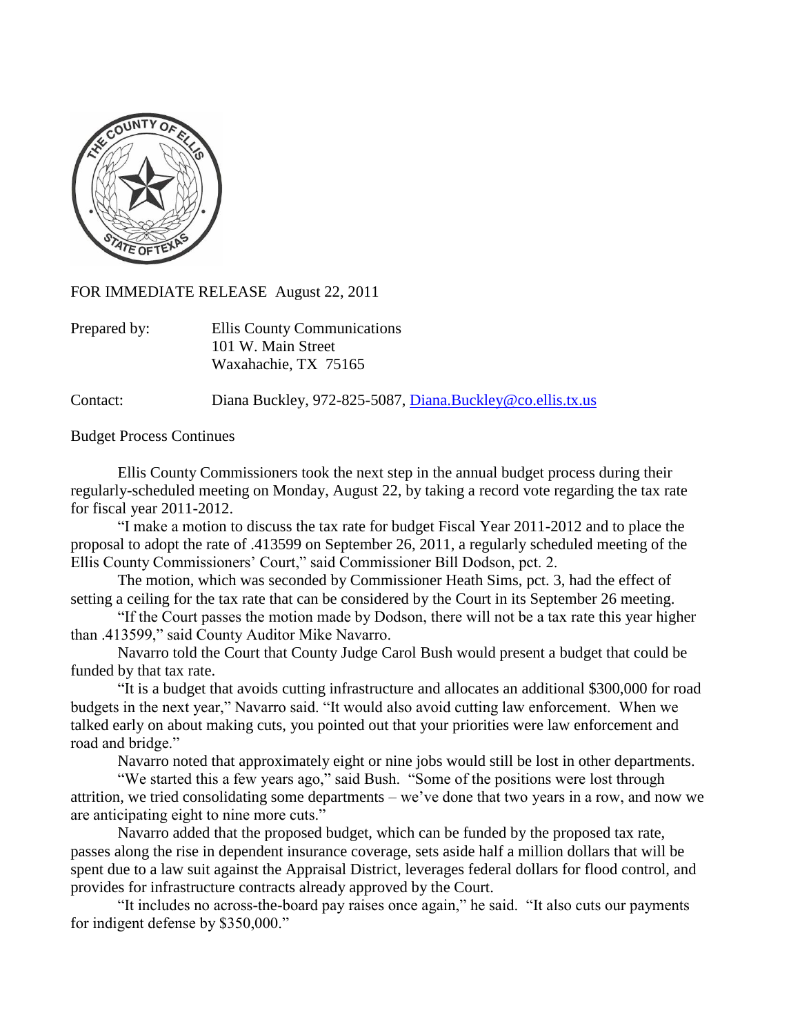FOR IMMEDIATE RELEASE August 22, 2011

Prepared by: Ellis County Communications
101 W. Main Street
Waxahachie, TX 75165

Contact: Diana Buckley, 972-825-5087, Diana.Buckley@co.ellis.tx.us

Budget Process Continues

Ellis County Commissioners took the next step in the annual budget process during their regularly-scheduled meeting on Monday, August 22, by taking a record vote regarding the tax rate for fiscal year 2011-2012.

"I make a motion to discuss the tax rate for budget Fiscal Year 2011-2012 and to place the proposal to adopt the rate of .413599 on September 26, 2011, a regularly scheduled meeting of the Ellis County Commissioners' Court," said Commissioner Bill Dodson, pct. 2.

The motion, which was seconded by Commissioner Heath Sims, pct. 3, had the effect of setting a ceiling for the tax rate that can be considered by the Court in its September 26 meeting.

"If the Court passes the motion made by Dodson, there will not be a tax rate this year higher than .413599," said County Auditor Mike Navarro.

Navarro told the Court that County Judge Carol Bush would present a budget that could be funded by that tax rate.

"It is a budget that avoids cutting infrastructure and allocates an additional $300,000 for road budgets in the next year," Navarro said. "It would also avoid cutting law enforcement. When we talked early on about making cuts, you pointed out that your priorities were law enforcement and road and bridge."

Navarro noted that approximately eight or nine jobs would still be lost in other departments.

"We started this a few years ago," said Bush. "Some of the positions were lost through attrition, we tried consolidating some departments – we've done that two years in a row, and now we are anticipating eight to nine more cuts."

Navarro added that the proposed budget, which can be funded by the proposed tax rate, passes along the rise in dependent insurance coverage, sets aside half a million dollars that will be spent due to a law suit against the Appraisal District, leverages federal dollars for flood control, and provides for infrastructure contracts already approved by the Court.

"It includes no across-the-board pay raises once again," he said. "It also cuts our payments for indigent defense by $350,000."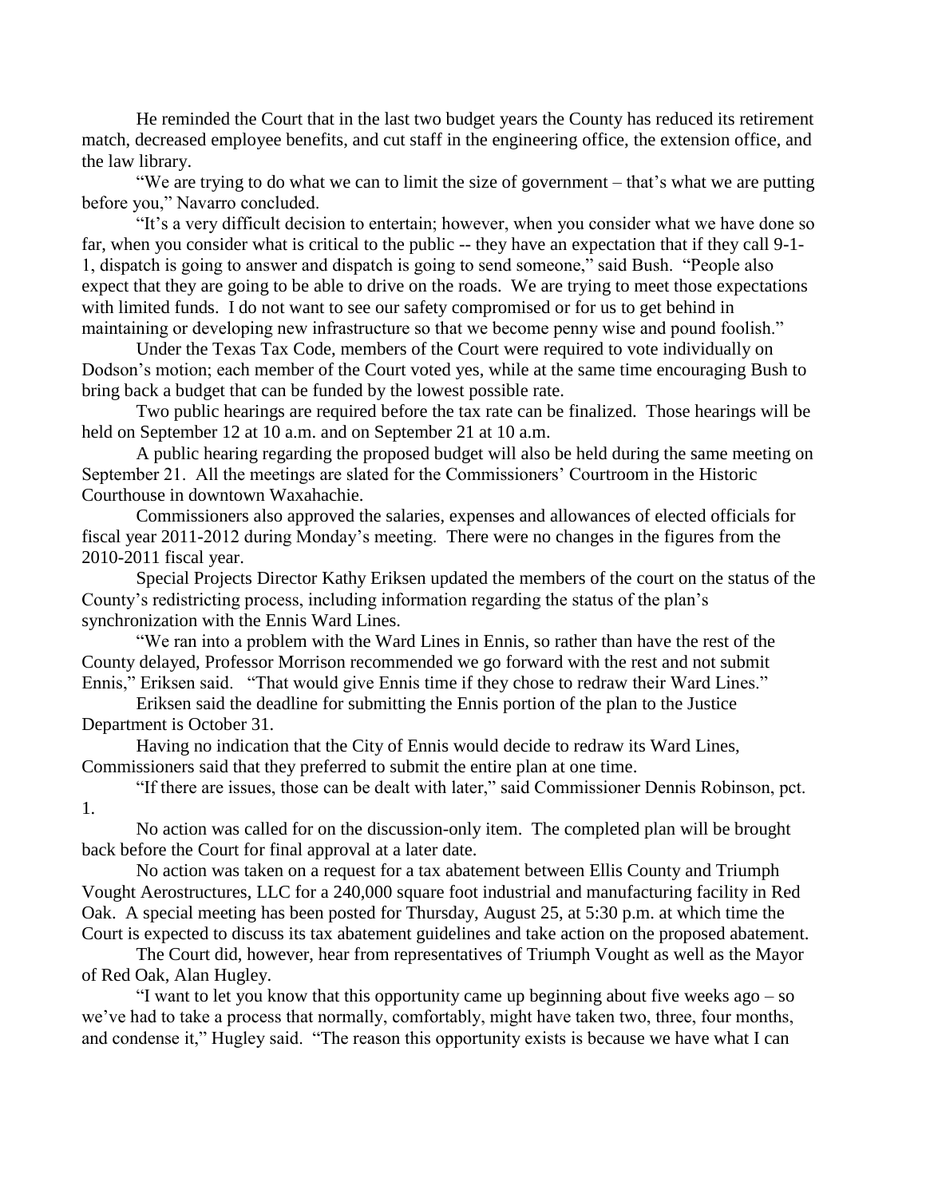He reminded the Court that in the last two budget years the County has reduced its retirement match, decreased employee benefits, and cut staff in the engineering office, the extension office, and the law library.

"We are trying to do what we can to limit the size of government – that's what we are putting before you," Navarro concluded.

"It's a very difficult decision to entertain; however, when you consider what we have done so far, when you consider what is critical to the public -- they have an expectation that if they call 9-1-1, dispatch is going to answer and dispatch is going to send someone," said Bush. "People also expect that they are going to be able to drive on the roads. We are trying to meet those expectations with limited funds. I do not want to see our safety compromised or for us to get behind in maintaining or developing new infrastructure so that we become penny wise and pound foolish."

Under the Texas Tax Code, members of the Court were required to vote individually on Dodson's motion; each member of the Court voted yes, while at the same time encouraging Bush to bring back a budget that can be funded by the lowest possible rate.

Two public hearings are required before the tax rate can be finalized. Those hearings will be held on September 12 at 10 a.m. and on September 21 at 10 a.m.

A public hearing regarding the proposed budget will also be held during the same meeting on September 21. All the meetings are slated for the Commissioners' Courtroom in the Historic Courthouse in downtown Waxahachie.

Commissioners also approved the salaries, expenses and allowances of elected officials for fiscal year 2011-2012 during Monday's meeting. There were no changes in the figures from the 2010-2011 fiscal year.

Special Projects Director Kathy Eriksen updated the members of the court on the status of the County's redistricting process, including information regarding the status of the plan's synchronization with the Ennis Ward Lines.

"We ran into a problem with the Ward Lines in Ennis, so rather than have the rest of the County delayed, Professor Morrison recommended we go forward with the rest and not submit Ennis," Eriksen said. "That would give Ennis time if they chose to redraw their Ward Lines."

Eriksen said the deadline for submitting the Ennis portion of the plan to the Justice Department is October 31.

Having no indication that the City of Ennis would decide to redraw its Ward Lines, Commissioners said that they preferred to submit the entire plan at one time.

"If there are issues, those can be dealt with later," said Commissioner Dennis Robinson, pct. 1.

No action was called for on the discussion-only item. The completed plan will be brought back before the Court for final approval at a later date.

No action was taken on a request for a tax abatement between Ellis County and Triumph Vought Aerostructures, LLC for a 240,000 square foot industrial and manufacturing facility in Red Oak. A special meeting has been posted for Thursday, August 25, at 5:30 p.m. at which time the Court is expected to discuss its tax abatement guidelines and take action on the proposed abatement.

The Court did, however, hear from representatives of Triumph Vought as well as the Mayor of Red Oak, Alan Hugley.

"I want to let you know that this opportunity came up beginning about five weeks ago – so we've had to take a process that normally, comfortably, might have taken two, three, four months, and condense it," Hugley said. "The reason this opportunity exists is because we have what I can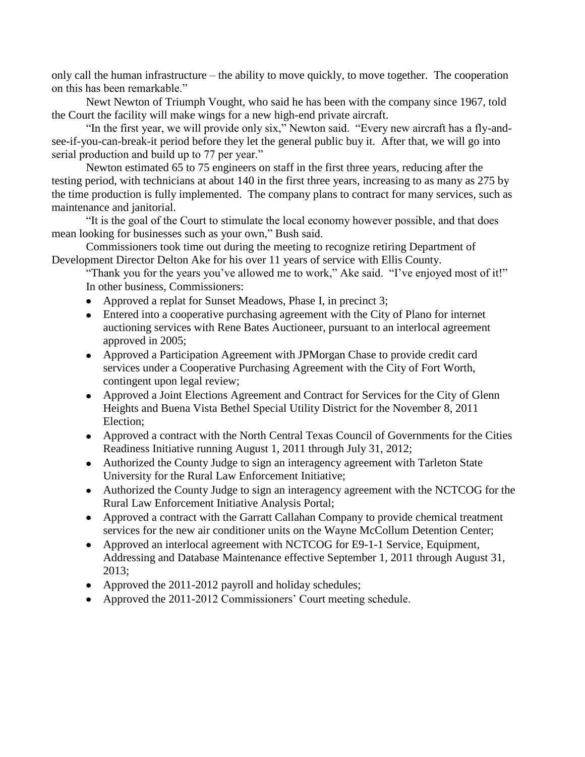only call the human infrastructure – the ability to move quickly, to move together. The cooperation on this has been remarkable."

Newt Newton of Triumph Vought, who said he has been with the company since 1967, told the Court the facility will make wings for a new high-end private aircraft.

"In the first year, we will provide only six," Newton said. "Every new aircraft has a fly-and-see-if-you-can-break-it period before they let the general public buy it. After that, we will go into serial production and build up to 77 per year."

Newton estimated 65 to 75 engineers on staff in the first three years, reducing after the testing period, with technicians at about 140 in the first three years, increasing to as many as 275 by the time production is fully implemented. The company plans to contract for many services, such as maintenance and janitorial.

"It is the goal of the Court to stimulate the local economy however possible, and that does mean looking for businesses such as your own," Bush said.

Commissioners took time out during the meeting to recognize retiring Department of Development Director Delton Ake for his over 11 years of service with Ellis County.

"Thank you for the years you've allowed me to work," Ake said. "I've enjoyed most of it!"

In other business, Commissioners:

- Approved a replat for Sunset Meadows, Phase I, in precinct 3;
- Entered into a cooperative purchasing agreement with the City of Plano for internet auctioning services with Rene Bates Auctioneer, pursuant to an interlocal agreement approved in 2005;
- Approved a Participation Agreement with JPMorgan Chase to provide credit card services under a Cooperative Purchasing Agreement with the City of Fort Worth, contingent upon legal review;
- Approved a Joint Elections Agreement and Contract for Services for the City of Glenn Heights and Buena Vista Bethel Special Utility District for the November 8, 2011 Election;
- Approved a contract with the North Central Texas Council of Governments for the Cities Readiness Initiative running August 1, 2011 through July 31, 2012;
- Authorized the County Judge to sign an interagency agreement with Tarleton State University for the Rural Law Enforcement Initiative;
- Authorized the County Judge to sign an interagency agreement with the NCTCOG for the Rural Law Enforcement Initiative Analysis Portal;
- Approved a contract with the Garratt Callahan Company to provide chemical treatment services for the new air conditioner units on the Wayne McCollum Detention Center;
- Approved an interlocal agreement with NCTCOG for E9-1-1 Service, Equipment, Addressing and Database Maintenance effective September 1, 2011 through August 31, 2013;
- Approved the 2011-2012 payroll and holiday schedules;
- Approved the 2011-2012 Commissioners' Court meeting schedule.